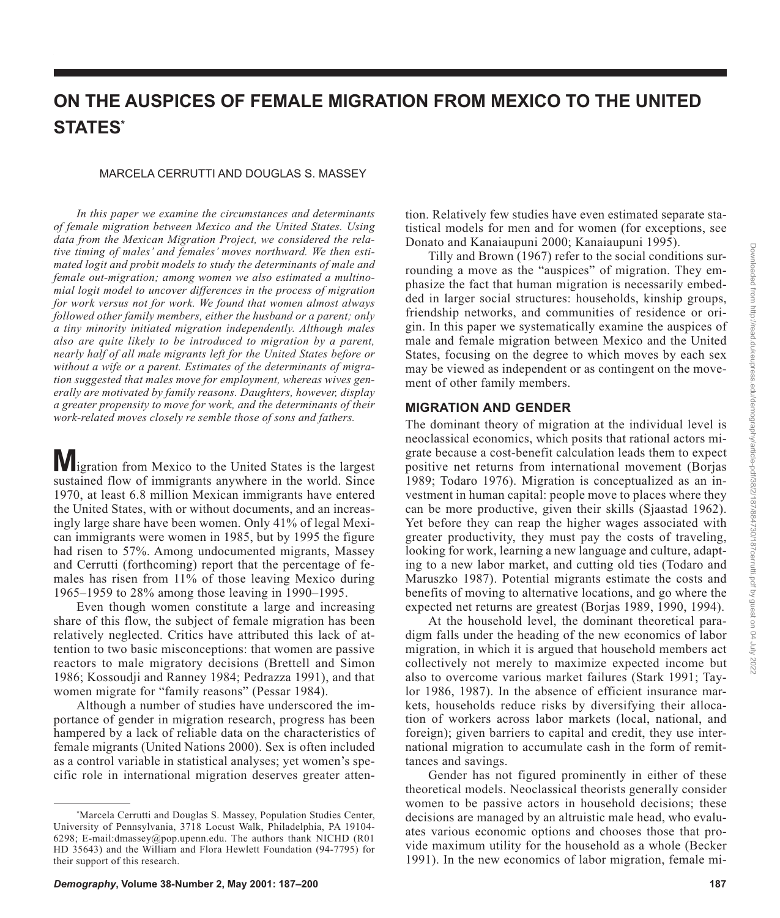# ON THE AUSPICES OF FEMALE MIGRATION FROM MEXICO TO THE UNITED STATES*

MARCELA CERRUTTI AND DOUGLAS S. MASSEY

*In this paper we examine the circumstances and determinants of female migration between Mexico and the United States. Using data from the Mexican Migration Project, we considered the relative timing of males' and females' moves northward. We then estimated logit and probit models to study the determinants of male and female out-migration; among women we also estimated a multinomial logit model to uncover differences in the process of migration for work versus not for work. We found that women almost always followed other family members, either the husband or a parent; only a tiny minority initiated migration independently. Although males also are quite likely to be introduced to migration by a parent, nearly half of all male migrants left for the United States before or without a wife or a parent. Estimates of the determinants of migration suggested that males move for employment, whereas wives generally are motivated by family reasons. Daughters, however, display a greater propensity to move for work, and the determinants of their work-related moves closely re semble those of sons and fathers.*

Migration from Mexico to the United States is the largest sustained flow of immigrants anywhere in the world. Since 1970, at least 6.8 million Mexican immigrants have entered the United States, with or without documents, and an increasingly large share have been women. Only 41% of legal Mexican immigrants were women in 1985, but by 1995 the figure had risen to 57%. Among undocumented migrants, Massey and Cerrutti (forthcoming) report that the percentage of females has risen from 11% of those leaving Mexico during 1965–1959 to 28% among those leaving in 1990–1995.

Even though women constitute a large and increasing share of this flow, the subject of female migration has been relatively neglected. Critics have attributed this lack of attention to two basic misconceptions: that women are passive reactors to male migratory decisions (Brettell and Simon 1986; Kossoudji and Ranney 1984; Pedrazza 1991), and that women migrate for "family reasons" (Pessar 1984).

Although a number of studies have underscored the importance of gender in migration research, progress has been hampered by a lack of reliable data on the characteristics of female migrants (United Nations 2000). Sex is often included as a control variable in statistical analyses; yet women's specific role in international migration deserves greater attention. Relatively few studies have even estimated separate statistical models for men and for women (for exceptions, see Donato and Kanaiaupuni 2000; Kanaiaupuni 1995).

Tilly and Brown (1967) refer to the social conditions surrounding a move as the "auspices" of migration. They emphasize the fact that human migration is necessarily embedded in larger social structures: households, kinship groups, friendship networks, and communities of residence or origin. In this paper we systematically examine the auspices of male and female migration between Mexico and the United States, focusing on the degree to which moves by each sex may be viewed as independent or as contingent on the movement of other family members.

## MIGRATION AND GENDER

The dominant theory of migration at the individual level is neoclassical economics, which posits that rational actors migrate because a cost-benefit calculation leads them to expect positive net returns from international movement (Borjas 1989; Todaro 1976). Migration is conceptualized as an investment in human capital: people move to places where they can be more productive, given their skills (Sjaastad 1962). Yet before they can reap the higher wages associated with greater productivity, they must pay the costs of traveling, looking for work, learning a new language and culture, adapting to a new labor market, and cutting old ties (Todaro and Maruszko 1987). Potential migrants estimate the costs and benefits of moving to alternative locations, and go where the expected net returns are greatest (Borjas 1989, 1990, 1994).

At the household level, the dominant theoretical paradigm falls under the heading of the new economics of labor migration, in which it is argued that household members act collectively not merely to maximize expected income but also to overcome various market failures (Stark 1991; Taylor 1986, 1987). In the absence of efficient insurance markets, households reduce risks by diversifying their allocation of workers across labor markets (local, national, and foreign); given barriers to capital and credit, they use international migration to accumulate cash in the form of remittances and savings.

Gender has not figured prominently in either of these theoretical models. Neoclassical theorists generally consider women to be passive actors in household decisions; these decisions are managed by an altruistic male head, who evaluates various economic options and chooses those that provide maximum utility for the household as a whole (Becker 1991). In the new economics of labor migration, female mi-

*Marcela Cerrutti and Douglas S. Massey, Population Studies Center, University of Pennsylvania, 3718 Locust Walk, Philadelphia, PA 19104-6298; E-mail:dmassey@pop.upenn.edu. The authors thank NICHD (R01 HD 35643) and the William and Flora Hewlett Foundation (94-7795) for their support of this research.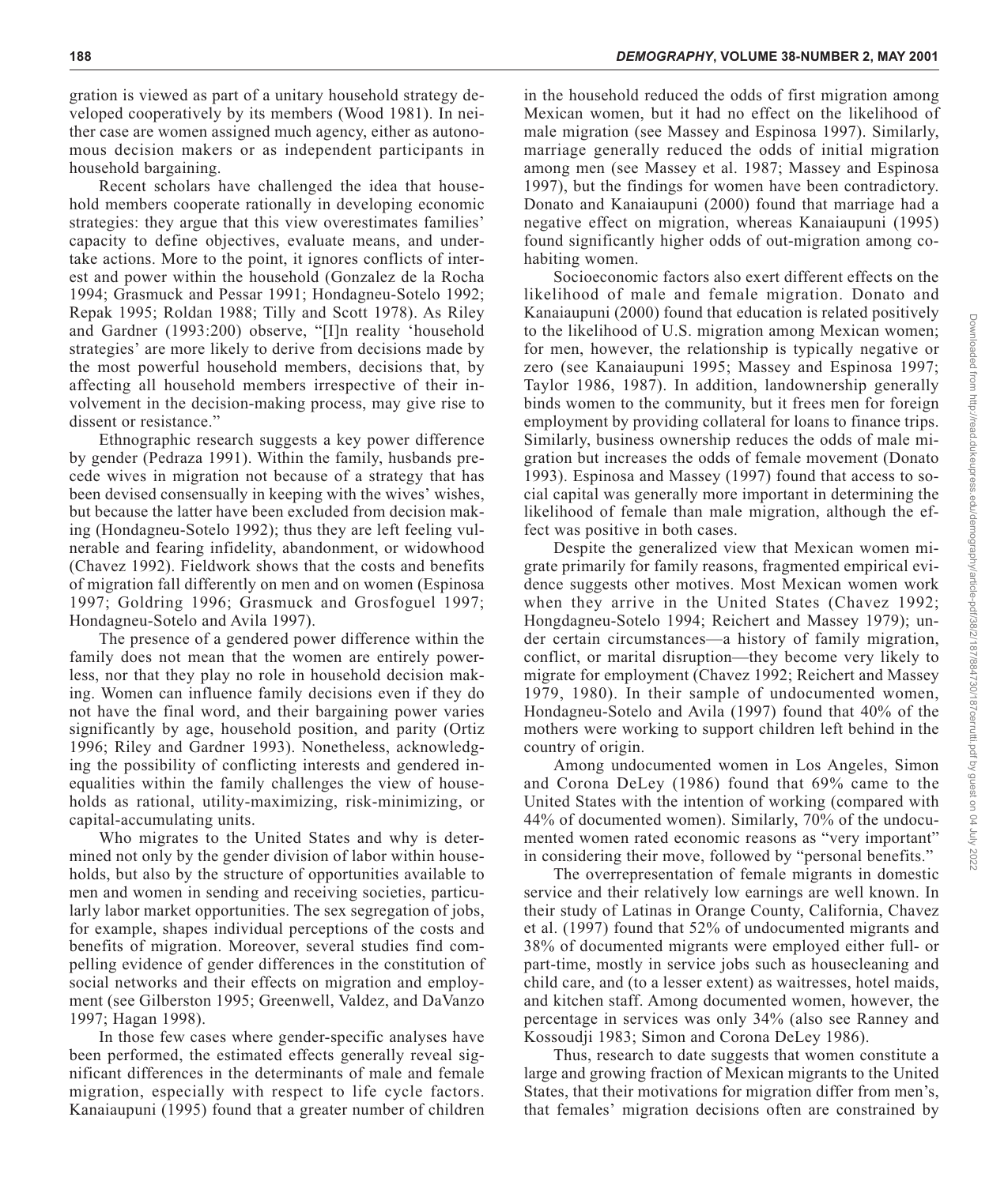gration is viewed as part of a unitary household strategy developed cooperatively by its members (Wood 1981). In neither case are women assigned much agency, either as autonomous decision makers or as independent participants in household bargaining.

Recent scholars have challenged the idea that household members cooperate rationally in developing economic strategies: they argue that this view overestimates families' capacity to define objectives, evaluate means, and undertake actions. More to the point, it ignores conflicts of interest and power within the household (Gonzalez de la Rocha 1994; Grasmuck and Pessar 1991; Hondagneu-Sotelo 1992; Repak 1995; Roldan 1988; Tilly and Scott 1978). As Riley and Gardner (1993:200) observe, "[I]n reality 'household strategies' are more likely to derive from decisions made by the most powerful household members, decisions that, by affecting all household members irrespective of their involvement in the decision-making process, may give rise to dissent or resistance."

Ethnographic research suggests a key power difference by gender (Pedraza 1991). Within the family, husbands precede wives in migration not because of a strategy that has been devised consensually in keeping with the wives' wishes, but because the latter have been excluded from decision making (Hondagneu-Sotelo 1992); thus they are left feeling vulnerable and fearing infidelity, abandonment, or widowhood (Chavez 1992). Fieldwork shows that the costs and benefits of migration fall differently on men and on women (Espinosa 1997; Goldring 1996; Grasmuck and Grosfoguel 1997; Hondagneu-Sotelo and Avila 1997).

The presence of a gendered power difference within the family does not mean that the women are entirely powerless, nor that they play no role in household decision making. Women can influence family decisions even if they do not have the final word, and their bargaining power varies significantly by age, household position, and parity (Ortiz 1996; Riley and Gardner 1993). Nonetheless, acknowledging the possibility of conflicting interests and gendered inequalities within the family challenges the view of households as rational, utility-maximizing, risk-minimizing, or capital-accumulating units.

Who migrates to the United States and why is determined not only by the gender division of labor within households, but also by the structure of opportunities available to men and women in sending and receiving societies, particularly labor market opportunities. The sex segregation of jobs, for example, shapes individual perceptions of the costs and benefits of migration. Moreover, several studies find compelling evidence of gender differences in the constitution of social networks and their effects on migration and employment (see Gilberston 1995; Greenwell, Valdez, and DaVanzo 1997; Hagan 1998).

In those few cases where gender-specific analyses have been performed, the estimated effects generally reveal significant differences in the determinants of male and female migration, especially with respect to life cycle factors. Kanaiaupuni (1995) found that a greater number of children in the household reduced the odds of first migration among Mexican women, but it had no effect on the likelihood of male migration (see Massey and Espinosa 1997). Similarly, marriage generally reduced the odds of initial migration among men (see Massey et al. 1987; Massey and Espinosa 1997), but the findings for women have been contradictory. Donato and Kanaiaupuni (2000) found that marriage had a negative effect on migration, whereas Kanaiaupuni (1995) found significantly higher odds of out-migration among cohabiting women.

Socioeconomic factors also exert different effects on the likelihood of male and female migration. Donato and Kanaiaupuni (2000) found that education is related positively to the likelihood of U.S. migration among Mexican women; for men, however, the relationship is typically negative or zero (see Kanaiaupuni 1995; Massey and Espinosa 1997; Taylor 1986, 1987). In addition, landownership generally binds women to the community, but it frees men for foreign employment by providing collateral for loans to finance trips. Similarly, business ownership reduces the odds of male migration but increases the odds of female movement (Donato 1993). Espinosa and Massey (1997) found that access to social capital was generally more important in determining the likelihood of female than male migration, although the effect was positive in both cases.

Despite the generalized view that Mexican women migrate primarily for family reasons, fragmented empirical evidence suggests other motives. Most Mexican women work when they arrive in the United States (Chavez 1992; Hongdagneu-Sotelo 1994; Reichert and Massey 1979); under certain circumstances—a history of family migration, conflict, or marital disruption—they become very likely to migrate for employment (Chavez 1992; Reichert and Massey 1979, 1980). In their sample of undocumented women, Hondagneu-Sotelo and Avila (1997) found that 40% of the mothers were working to support children left behind in the country of origin.

Among undocumented women in Los Angeles, Simon and Corona DeLey (1986) found that 69% came to the United States with the intention of working (compared with 44% of documented women). Similarly, 70% of the undocumented women rated economic reasons as "very important" in considering their move, followed by "personal benefits."

The overrepresentation of female migrants in domestic service and their relatively low earnings are well known. In their study of Latinas in Orange County, California, Chavez et al. (1997) found that 52% of undocumented migrants and 38% of documented migrants were employed either full- or part-time, mostly in service jobs such as housecleaning and child care, and (to a lesser extent) as waitresses, hotel maids, and kitchen staff. Among documented women, however, the percentage in services was only 34% (also see Ranney and Kossoudji 1983; Simon and Corona DeLey 1986).

Thus, research to date suggests that women constitute a large and growing fraction of Mexican migrants to the United States, that their motivations for migration differ from men's, that females' migration decisions often are constrained by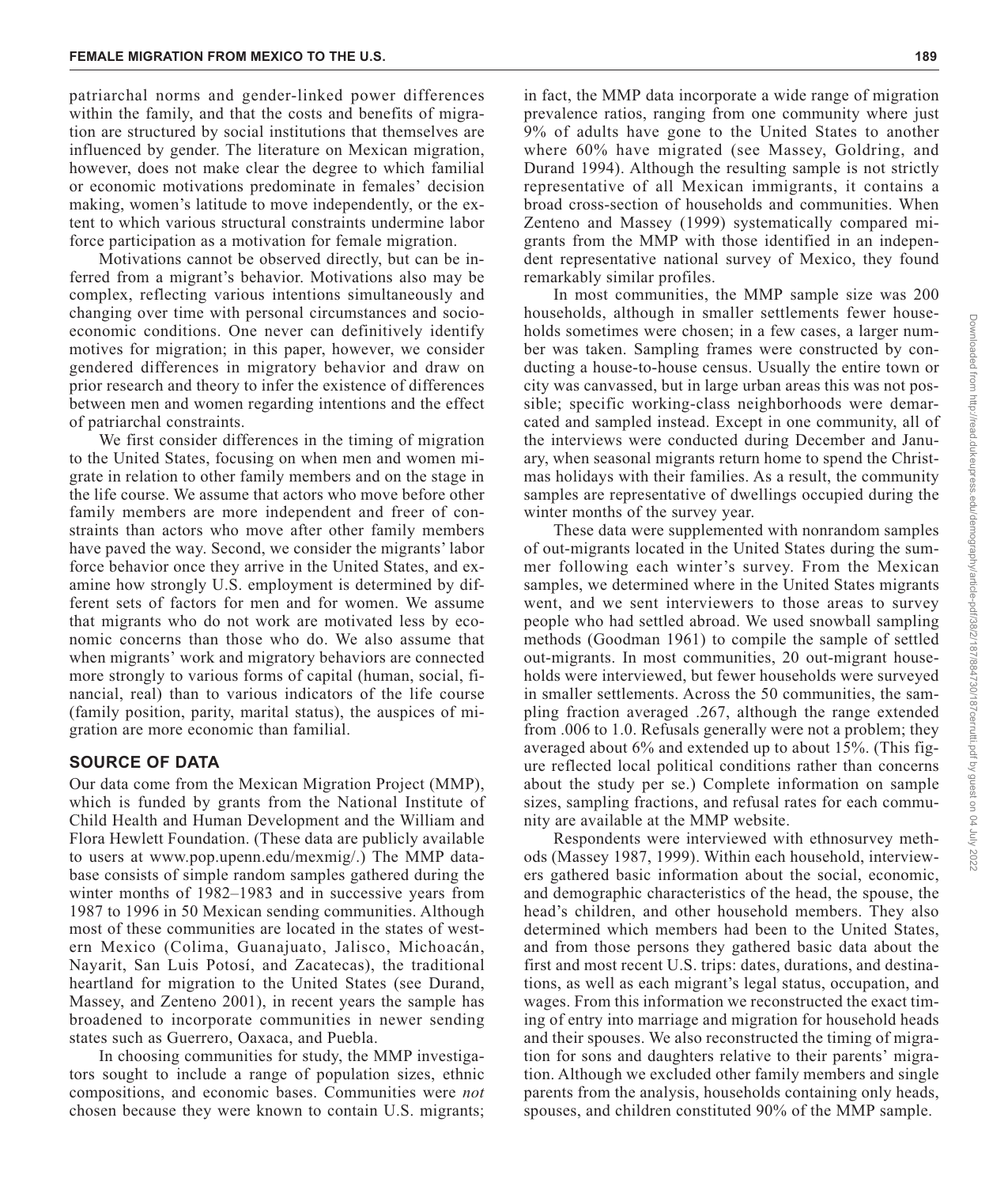patriarchal norms and gender-linked power differences within the family, and that the costs and benefits of migration are structured by social institutions that themselves are influenced by gender. The literature on Mexican migration, however, does not make clear the degree to which familial or economic motivations predominate in females' decision making, women's latitude to move independently, or the extent to which various structural constraints undermine labor force participation as a motivation for female migration.

Motivations cannot be observed directly, but can be inferred from a migrant's behavior. Motivations also may be complex, reflecting various intentions simultaneously and changing over time with personal circumstances and socioeconomic conditions. One never can definitively identify motives for migration; in this paper, however, we consider gendered differences in migratory behavior and draw on prior research and theory to infer the existence of differences between men and women regarding intentions and the effect of patriarchal constraints.

We first consider differences in the timing of migration to the United States, focusing on when men and women migrate in relation to other family members and on the stage in the life course. We assume that actors who move before other family members are more independent and freer of constraints than actors who move after other family members have paved the way. Second, we consider the migrants' labor force behavior once they arrive in the United States, and examine how strongly U.S. employment is determined by different sets of factors for men and for women. We assume that migrants who do not work are motivated less by economic concerns than those who do. We also assume that when migrants' work and migratory behaviors are connected more strongly to various forms of capital (human, social, financial, real) than to various indicators of the life course (family position, parity, marital status), the auspices of migration are more economic than familial.

## SOURCE OF DATA

Our data come from the Mexican Migration Project (MMP), which is funded by grants from the National Institute of Child Health and Human Development and the William and Flora Hewlett Foundation. (These data are publicly available to users at www.pop.upenn.edu/mexmig/.) The MMP database consists of simple random samples gathered during the winter months of 1982–1983 and in successive years from 1987 to 1996 in 50 Mexican sending communities. Although most of these communities are located in the states of western Mexico (Colima, Guanajuato, Jalisco, Michoacán, Nayarit, San Luis Potosí, and Zacatecas), the traditional heartland for migration to the United States (see Durand, Massey, and Zenteno 2001), in recent years the sample has broadened to incorporate communities in newer sending states such as Guerrero, Oaxaca, and Puebla.

In choosing communities for study, the MMP investigators sought to include a range of population sizes, ethnic compositions, and economic bases. Communities were *not* chosen because they were known to contain U.S. migrants; in fact, the MMP data incorporate a wide range of migration prevalence ratios, ranging from one community where just 9% of adults have gone to the United States to another where 60% have migrated (see Massey, Goldring, and Durand 1994). Although the resulting sample is not strictly representative of all Mexican immigrants, it contains a broad cross-section of households and communities. When Zenteno and Massey (1999) systematically compared migrants from the MMP with those identified in an independent representative national survey of Mexico, they found remarkably similar profiles.

In most communities, the MMP sample size was 200 households, although in smaller settlements fewer households sometimes were chosen; in a few cases, a larger number was taken. Sampling frames were constructed by conducting a house-to-house census. Usually the entire town or city was canvassed, but in large urban areas this was not possible; specific working-class neighborhoods were demarcated and sampled instead. Except in one community, all of the interviews were conducted during December and January, when seasonal migrants return home to spend the Christmas holidays with their families. As a result, the community samples are representative of dwellings occupied during the winter months of the survey year.

These data were supplemented with nonrandom samples of out-migrants located in the United States during the summer following each winter's survey. From the Mexican samples, we determined where in the United States migrants went, and we sent interviewers to those areas to survey people who had settled abroad. We used snowball sampling methods (Goodman 1961) to compile the sample of settled out-migrants. In most communities, 20 out-migrant households were interviewed, but fewer households were surveyed in smaller settlements. Across the 50 communities, the sampling fraction averaged .267, although the range extended from .006 to 1.0. Refusals generally were not a problem; they averaged about 6% and extended up to about 15%. (This figure reflected local political conditions rather than concerns about the study per se.) Complete information on sample sizes, sampling fractions, and refusal rates for each community are available at the MMP website.

Respondents were interviewed with ethnosurvey methods (Massey 1987, 1999). Within each household, interviewers gathered basic information about the social, economic, and demographic characteristics of the head, the spouse, the head's children, and other household members. They also determined which members had been to the United States, and from those persons they gathered basic data about the first and most recent U.S. trips: dates, durations, and destinations, as well as each migrant's legal status, occupation, and wages. From this information we reconstructed the exact timing of entry into marriage and migration for household heads and their spouses. We also reconstructed the timing of migration for sons and daughters relative to their parents' migration. Although we excluded other family members and single parents from the analysis, households containing only heads, spouses, and children constituted 90% of the MMP sample.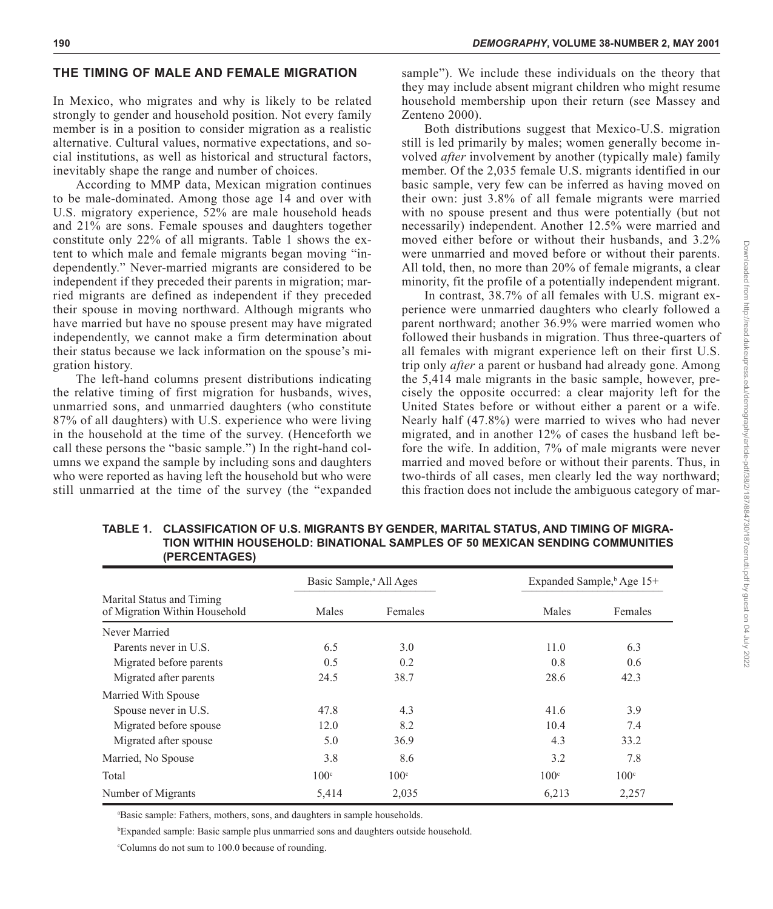## THE TIMING OF MALE AND FEMALE MIGRATION

In Mexico, who migrates and why is likely to be related strongly to gender and household position. Not every family member is in a position to consider migration as a realistic alternative. Cultural values, normative expectations, and social institutions, as well as historical and structural factors, inevitably shape the range and number of choices.

According to MMP data, Mexican migration continues to be male-dominated. Among those age 14 and over with U.S. migratory experience, 52% are male household heads and 21% are sons. Female spouses and daughters together constitute only 22% of all migrants. Table 1 shows the extent to which male and female migrants began moving "independently." Never-married migrants are considered to be independent if they preceded their parents in migration; married migrants are defined as independent if they preceded their spouse in moving northward. Although migrants who have married but have no spouse present may have migrated independently, we cannot make a firm determination about their status because we lack information on the spouse's migration history.

The left-hand columns present distributions indicating the relative timing of first migration for husbands, wives, unmarried sons, and unmarried daughters (who constitute 87% of all daughters) with U.S. experience who were living in the household at the time of the survey. (Henceforth we call these persons the "basic sample.") In the right-hand columns we expand the sample by including sons and daughters who were reported as having left the household but who were still unmarried at the time of the survey (the "expanded sample"). We include these individuals on the theory that they may include absent migrant children who might resume household membership upon their return (see Massey and Zenteno 2000).

Both distributions suggest that Mexico-U.S. migration still is led primarily by males; women generally become involved *after* involvement by another (typically male) family member. Of the 2,035 female U.S. migrants identified in our basic sample, very few can be inferred as having moved on their own: just 3.8% of all female migrants were married with no spouse present and thus were potentially (but not necessarily) independent. Another 12.5% were married and moved either before or without their husbands, and 3.2% were unmarried and moved before or without their parents. All told, then, no more than 20% of female migrants, a clear minority, fit the profile of a potentially independent migrant.

In contrast, 38.7% of all females with U.S. migrant experience were unmarried daughters who clearly followed a parent northward; another 36.9% were married women who followed their husbands in migration. Thus three-quarters of all females with migrant experience left on their first U.S. trip only *after* a parent or husband had already gone. Among the 5,414 male migrants in the basic sample, however, precisely the opposite occurred: a clear majority left for the United States before or without either a parent or a wife. Nearly half (47.8%) were married to wives who had never migrated, and in another 12% of cases the husband left before the wife. In addition, 7% of male migrants were never married and moved before or without their parents. Thus, in two-thirds of all cases, men clearly led the way northward; this fraction does not include the ambiguous category of mar-

**TABLE 1. CLASSIFICATION OF U.S. MIGRANTS BY GENDER, MARITAL STATUS, AND TIMING OF MIGRATION WITHIN HOUSEHOLD: BINATIONAL SAMPLES OF 50 MEXICAN SENDING COMMUNITIES (PERCENTAGES)**

| Marital Status and Timing of Migration Within Household | Basic Sample,[a] All Ages | | Expanded Sample,[b] Age 15+ | |
|---|---|---|---|---|
| | Males | Females | Males | Females |
| Never Married | | | | |
| Parents never in U.S. | 6.5 | 3.0 | 11.0 | 6.3 |
| Migrated before parents | 0.5 | 0.2 | 0.8 | 0.6 |
| Migrated after parents | 24.5 | 38.7 | 28.6 | 42.3 |
| Married With Spouse | | | | |
| Spouse never in U.S. | 47.8 | 4.3 | 41.6 | 3.9 |
| Migrated before spouse | 12.0 | 8.2 | 10.4 | 7.4 |
| Migrated after spouse | 5.0 | 36.9 | 4.3 | 33.2 |
| Married, No Spouse | 3.8 | 8.6 | 3.2 | 7.8 |
| Total | 100[c] | 100[c] | 100[c] | 100[c] |
| Number of Migrants | 5,414 | 2,035 | 6,213 | 2,257 |

[a]Basic sample: Fathers, mothers, sons, and daughters in sample households.

[b]Expanded sample: Basic sample plus unmarried sons and daughters outside household.

[c]Columns do not sum to 100.0 because of rounding.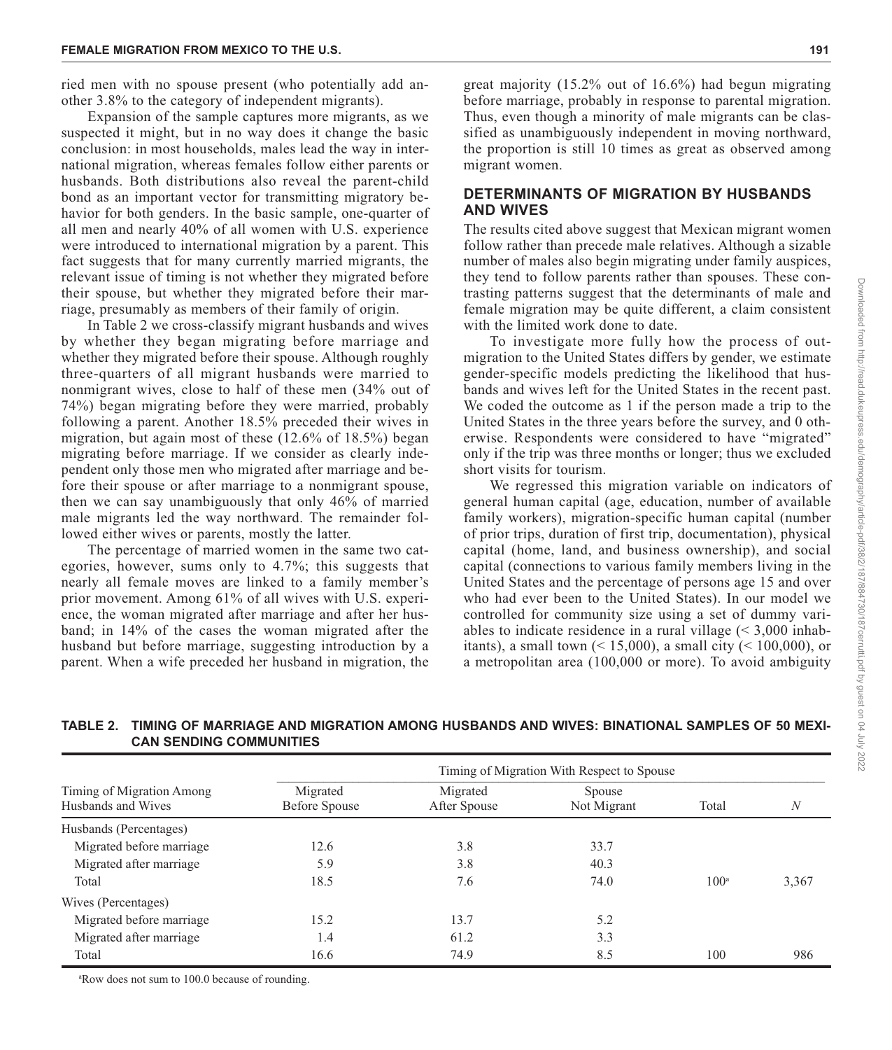ried men with no spouse present (who potentially add another 3.8% to the category of independent migrants).

Expansion of the sample captures more migrants, as we suspected it might, but in no way does it change the basic conclusion: in most households, males lead the way in international migration, whereas females follow either parents or husbands. Both distributions also reveal the parent-child bond as an important vector for transmitting migratory behavior for both genders. In the basic sample, one-quarter of all men and nearly 40% of all women with U.S. experience were introduced to international migration by a parent. This fact suggests that for many currently married migrants, the relevant issue of timing is not whether they migrated before their spouse, but whether they migrated before their marriage, presumably as members of their family of origin.

In Table 2 we cross-classify migrant husbands and wives by whether they began migrating before marriage and whether they migrated before their spouse. Although roughly three-quarters of all migrant husbands were married to nonmigrant wives, close to half of these men (34% out of 74%) began migrating before they were married, probably following a parent. Another 18.5% preceded their wives in migration, but again most of these (12.6% of 18.5%) began migrating before marriage. If we consider as clearly independent only those men who migrated after marriage and before their spouse or after marriage to a nonmigrant spouse, then we can say unambiguously that only 46% of married male migrants led the way northward. The remainder followed either wives or parents, mostly the latter.

The percentage of married women in the same two categories, however, sums only to 4.7%; this suggests that nearly all female moves are linked to a family member's prior movement. Among 61% of all wives with U.S. experience, the woman migrated after marriage and after her husband; in 14% of the cases the woman migrated after the husband but before marriage, suggesting introduction by a parent. When a wife preceded her husband in migration, the great majority (15.2% out of 16.6%) had begun migrating before marriage, probably in response to parental migration. Thus, even though a minority of male migrants can be classified as unambiguously independent in moving northward, the proportion is still 10 times as great as observed among migrant women.

## DETERMINANTS OF MIGRATION BY HUSBANDS AND WIVES

The results cited above suggest that Mexican migrant women follow rather than precede male relatives. Although a sizable number of males also begin migrating under family auspices, they tend to follow parents rather than spouses. These contrasting patterns suggest that the determinants of male and female migration may be quite different, a claim consistent with the limited work done to date.

To investigate more fully how the process of outmigration to the United States differs by gender, we estimate gender-specific models predicting the likelihood that husbands and wives left for the United States in the recent past. We coded the outcome as 1 if the person made a trip to the United States in the three years before the survey, and 0 otherwise. Respondents were considered to have "migrated" only if the trip was three months or longer; thus we excluded short visits for tourism.

We regressed this migration variable on indicators of general human capital (age, education, number of available family workers), migration-specific human capital (number of prior trips, duration of first trip, documentation), physical capital (home, land, and business ownership), and social capital (connections to various family members living in the United States and the percentage of persons age 15 and over who had ever been to the United States). In our model we controlled for community size using a set of dummy variables to indicate residence in a rural village (< 3,000 inhabitants), a small town (< 15,000), a small city (< 100,000), or a metropolitan area (100,000 or more). To avoid ambiguity

**TABLE 2. TIMING OF MARRIAGE AND MIGRATION AMONG HUSBANDS AND WIVES: BINATIONAL SAMPLES OF 50 MEXICAN SENDING COMMUNITIES**

| Timing of Migration Among Husbands and Wives | Timing of Migration With Respect to Spouse | | | | |
|---|---|---|---|---|---|
| | Migrated Before Spouse | Migrated After Spouse | Spouse Not Migrant | Total | *N* |
| Husbands (Percentages) | | | | | |
| Migrated before marriage | 12.6 | 3.8 | 33.7 | | |
| Migrated after marriage | 5.9 | 3.8 | 40.3 | | |
| Total | 18.5 | 7.6 | 74.0 | 100[a] | 3,367 |
| Wives (Percentages) | | | | | |
| Migrated before marriage | 15.2 | 13.7 | 5.2 | | |
| Migrated after marriage | 1.4 | 61.2 | 3.3 | | |
| Total | 16.6 | 74.9 | 8.5 | 100 | 986 |

[a]Row does not sum to 100.0 because of rounding.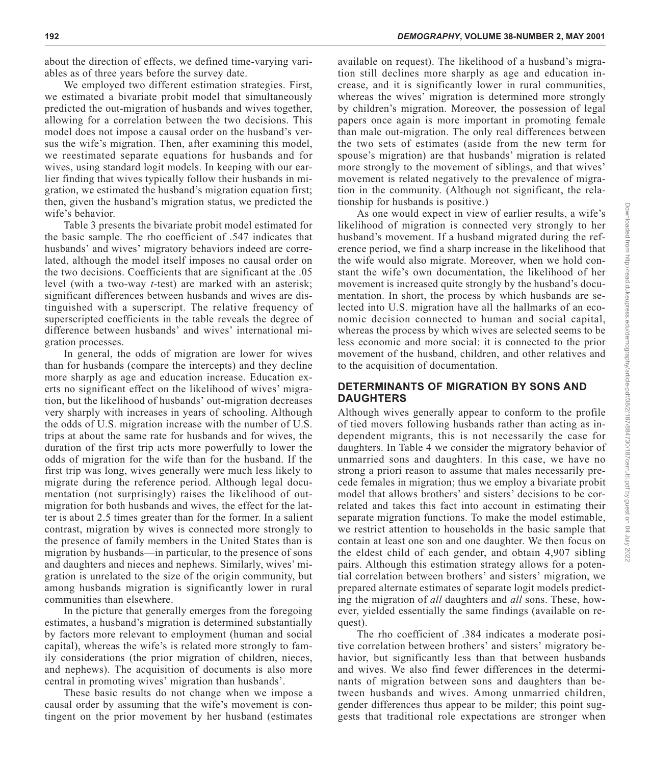about the direction of effects, we defined time-varying variables as of three years before the survey date.

We employed two different estimation strategies. First, we estimated a bivariate probit model that simultaneously predicted the out-migration of husbands and wives together, allowing for a correlation between the two decisions. This model does not impose a causal order on the husband's versus the wife's migration. Then, after examining this model, we reestimated separate equations for husbands and for wives, using standard logit models. In keeping with our earlier finding that wives typically follow their husbands in migration, we estimated the husband's migration equation first; then, given the husband's migration status, we predicted the wife's behavior.

Table 3 presents the bivariate probit model estimated for the basic sample. The rho coefficient of .547 indicates that husbands' and wives' migratory behaviors indeed are correlated, although the model itself imposes no causal order on the two decisions. Coefficients that are significant at the .05 level (with a two-way *t*-test) are marked with an asterisk; significant differences between husbands and wives are distinguished with a superscript. The relative frequency of superscripted coefficients in the table reveals the degree of difference between husbands' and wives' international migration processes.

In general, the odds of migration are lower for wives than for husbands (compare the intercepts) and they decline more sharply as age and education increase. Education exerts no significant effect on the likelihood of wives' migration, but the likelihood of husbands' out-migration decreases very sharply with increases in years of schooling. Although the odds of U.S. migration increase with the number of U.S. trips at about the same rate for husbands and for wives, the duration of the first trip acts more powerfully to lower the odds of migration for the wife than for the husband. If the first trip was long, wives generally were much less likely to migrate during the reference period. Although legal documentation (not surprisingly) raises the likelihood of out-migration for both husbands and wives, the effect for the latter is about 2.5 times greater than for the former. In a salient contrast, migration by wives is connected more strongly to the presence of family members in the United States than is migration by husbands—in particular, to the presence of sons and daughters and nieces and nephews. Similarly, wives' migration is unrelated to the size of the origin community, but among husbands migration is significantly lower in rural communities than elsewhere.

In the picture that generally emerges from the foregoing estimates, a husband's migration is determined substantially by factors more relevant to employment (human and social capital), whereas the wife's is related more strongly to family considerations (the prior migration of children, nieces, and nephews). The acquisition of documents is also more central in promoting wives' migration than husbands'.

These basic results do not change when we impose a causal order by assuming that the wife's movement is contingent on the prior movement by her husband (estimates available on request). The likelihood of a husband's migration still declines more sharply as age and education increase, and it is significantly lower in rural communities, whereas the wives' migration is determined more strongly by children's migration. Moreover, the possession of legal papers once again is more important in promoting female than male out-migration. The only real differences between the two sets of estimates (aside from the new term for spouse's migration) are that husbands' migration is related more strongly to the movement of siblings, and that wives' movement is related negatively to the prevalence of migration in the community. (Although not significant, the relationship for husbands is positive.)

As one would expect in view of earlier results, a wife's likelihood of migration is connected very strongly to her husband's movement. If a husband migrated during the reference period, we find a sharp increase in the likelihood that the wife would also migrate. Moreover, when we hold constant the wife's own documentation, the likelihood of her movement is increased quite strongly by the husband's documentation. In short, the process by which husbands are selected into U.S. migration have all the hallmarks of an economic decision connected to human and social capital, whereas the process by which wives are selected seems to be less economic and more social: it is connected to the prior movement of the husband, children, and other relatives and to the acquisition of documentation.

## DETERMINANTS OF MIGRATION BY SONS AND DAUGHTERS

Although wives generally appear to conform to the profile of tied movers following husbands rather than acting as independent migrants, this is not necessarily the case for daughters. In Table 4 we consider the migratory behavior of unmarried sons and daughters. In this case, we have no strong a priori reason to assume that males necessarily precede females in migration; thus we employ a bivariate probit model that allows brothers' and sisters' decisions to be correlated and takes this fact into account in estimating their separate migration functions. To make the model estimable, we restrict attention to households in the basic sample that contain at least one son and one daughter. We then focus on the eldest child of each gender, and obtain 4,907 sibling pairs. Although this estimation strategy allows for a potential correlation between brothers' and sisters' migration, we prepared alternate estimates of separate logit models predicting the migration of *all* daughters and *all* sons. These, however, yielded essentially the same findings (available on request).

The rho coefficient of .384 indicates a moderate positive correlation between brothers' and sisters' migratory behavior, but significantly less than that between husbands and wives. We also find fewer differences in the determinants of migration between sons and daughters than between husbands and wives. Among unmarried children, gender differences thus appear to be milder; this point suggests that traditional role expectations are stronger when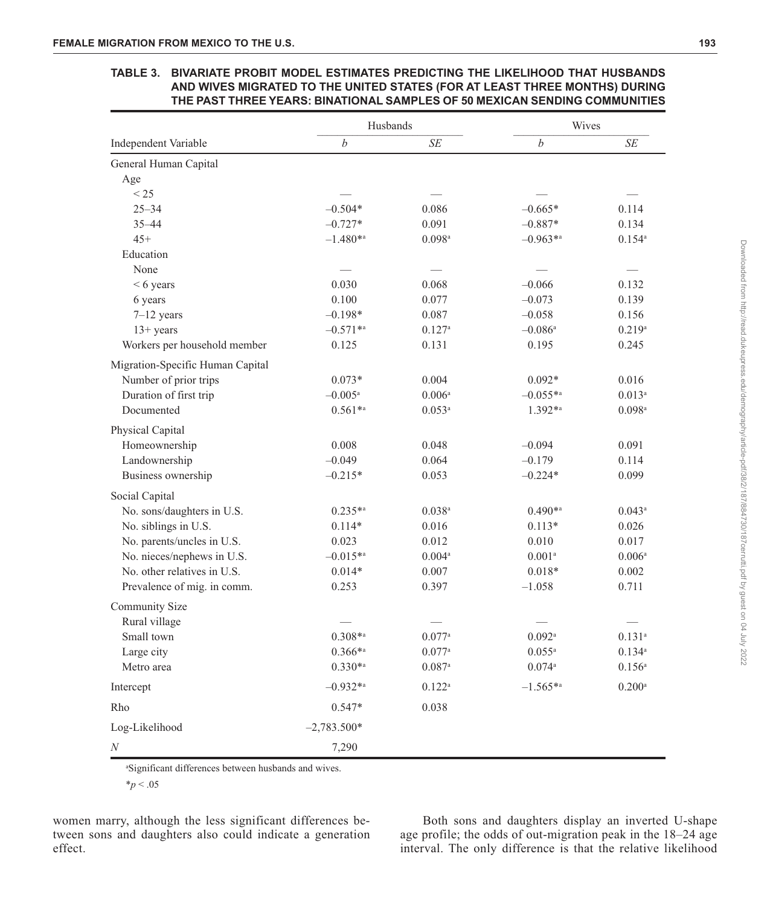**TABLE 3. BIVARIATE PROBIT MODEL ESTIMATES PREDICTING THE LIKELIHOOD THAT HUSBANDS AND WIVES MIGRATED TO THE UNITED STATES (FOR AT LEAST THREE MONTHS) DURING THE PAST THREE YEARS: BINATIONAL SAMPLES OF 50 MEXICAN SENDING COMMUNITIES**

| | Husbands | | Wives | |
|---|---|---|---|---|
| Independent Variable | *b* | *SE* | *b* | *SE* |
| General Human Capital | | | | |
| Age | | | | |
| < 25 | — | — | — | — |
| 25–34 | –0.504* | 0.086 | –0.665* | 0.114 |
| 35–44 | –0.727* | 0.091 | –0.887* | 0.134 |
| 45+ | –1.480*[a] | 0.098[a] | –0.963*[a] | 0.154[a] |
| Education | | | | |
| None | — | — | — | — |
| < 6 years | 0.030 | 0.068 | –0.066 | 0.132 |
| 6 years | 0.100 | 0.077 | –0.073 | 0.139 |
| 7–12 years | –0.198* | 0.087 | –0.058 | 0.156 |
| 13+ years | –0.571*[a] | 0.127[a] | –0.086[a] | 0.219[a] |
| Workers per household member | 0.125 | 0.131 | 0.195 | 0.245 |
| Migration-Specific Human Capital | | | | |
| Number of prior trips | 0.073* | 0.004 | 0.092* | 0.016 |
| Duration of first trip | –0.005[a] | 0.006[a] | –0.055*[a] | 0.013[a] |
| Documented | 0.561*[a] | 0.053[a] | 1.392*[a] | 0.098[a] |
| Physical Capital | | | | |
| Homeownership | 0.008 | 0.048 | –0.094 | 0.091 |
| Landownership | –0.049 | 0.064 | –0.179 | 0.114 |
| Business ownership | –0.215* | 0.053 | –0.224* | 0.099 |
| Social Capital | | | | |
| No. sons/daughters in U.S. | 0.235*[a] | 0.038[a] | 0.490*[a] | 0.043[a] |
| No. siblings in U.S. | 0.114* | 0.016 | 0.113* | 0.026 |
| No. parents/uncles in U.S. | 0.023 | 0.012 | 0.010 | 0.017 |
| No. nieces/nephews in U.S. | –0.015*[a] | 0.004[a] | 0.001[a] | 0.006[a] |
| No. other relatives in U.S. | 0.014* | 0.007 | 0.018* | 0.002 |
| Prevalence of mig. in comm. | 0.253 | 0.397 | –1.058 | 0.711 |
| Community Size | | | | |
| Rural village | — | — | — | — |
| Small town | 0.308*[a] | 0.077[a] | 0.092[a] | 0.131[a] |
| Large city | 0.366*[a] | 0.077[a] | 0.055[a] | 0.134[a] |
| Metro area | 0.330*[a] | 0.087[a] | 0.074[a] | 0.156[a] |
| Intercept | –0.932*[a] | 0.122[a] | –1.565*[a] | 0.200[a] |
| Rho | 0.547* | 0.038 | | |
| Log-Likelihood | –2,783.500* | | | |
| *N* | 7,290 | | | |

[a]Significant differences between husbands and wives.

*$p < .05$

women marry, although the less significant differences between sons and daughters also could indicate a generation effect.

Both sons and daughters display an inverted U-shape age profile; the odds of out-migration peak in the 18–24 age interval. The only difference is that the relative likelihood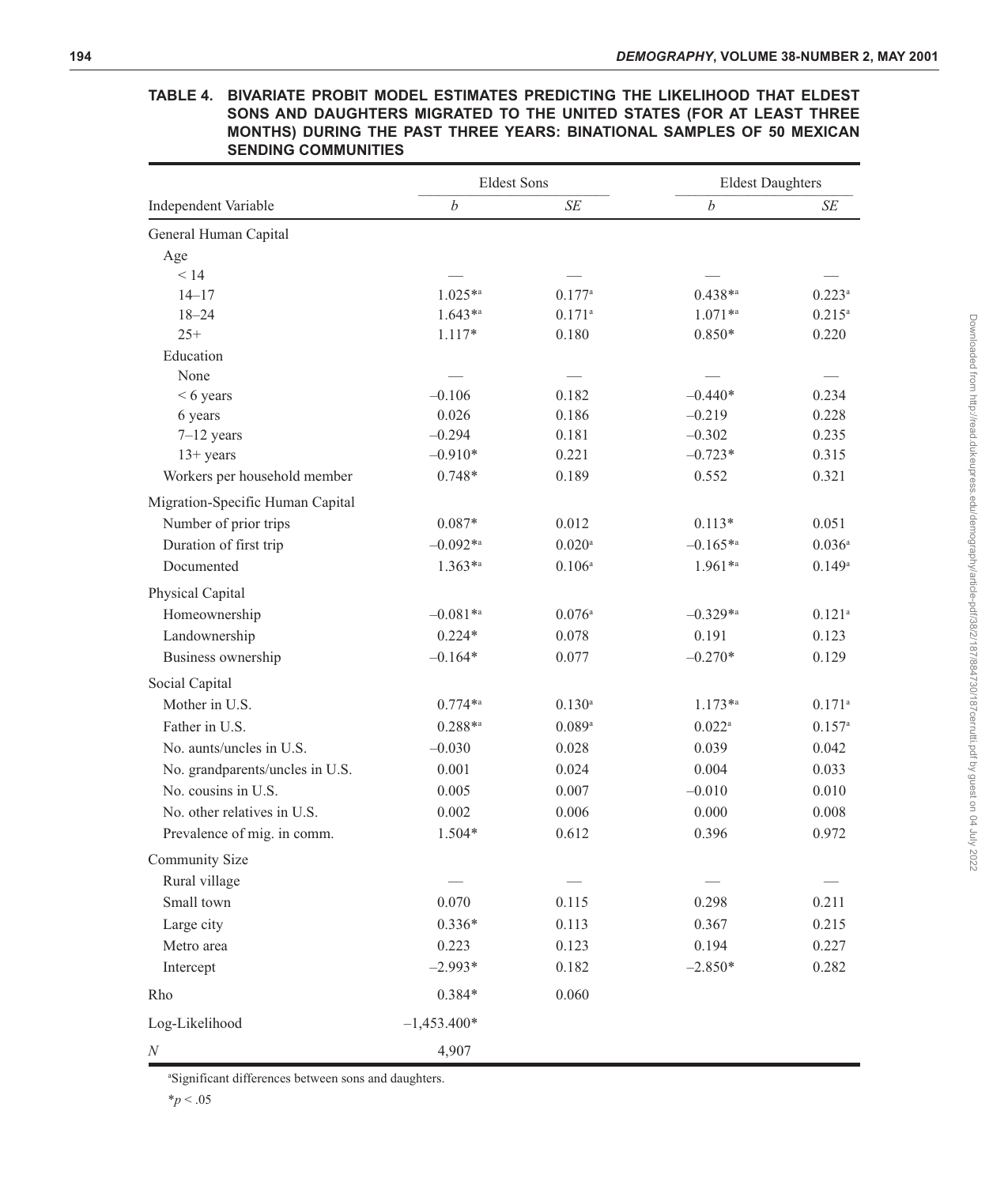**TABLE 4. BIVARIATE PROBIT MODEL ESTIMATES PREDICTING THE LIKELIHOOD THAT ELDEST SONS AND DAUGHTERS MIGRATED TO THE UNITED STATES (FOR AT LEAST THREE MONTHS) DURING THE PAST THREE YEARS: BINATIONAL SAMPLES OF 50 MEXICAN SENDING COMMUNITIES**

| | Eldest Sons | | Eldest Daughters | |
|---|---|---|---|---|
| Independent Variable | *b* | *SE* | *b* | *SE* |
| General Human Capital | | | | |
| Age | | | | |
| < 14 | — | — | — | — |
| 14–17 | 1.025*[a] | 0.177[a] | 0.438*[a] | 0.223[a] |
| 18–24 | 1.643*[a] | 0.171[a] | 1.071*[a] | 0.215[a] |
| 25+ | 1.117* | 0.180 | 0.850* | 0.220 |
| Education | | | | |
| None | — | — | — | — |
| < 6 years | –0.106 | 0.182 | –0.440* | 0.234 |
| 6 years | 0.026 | 0.186 | –0.219 | 0.228 |
| 7–12 years | –0.294 | 0.181 | –0.302 | 0.235 |
| 13+ years | –0.910* | 0.221 | –0.723* | 0.315 |
| Workers per household member | 0.748* | 0.189 | 0.552 | 0.321 |
| Migration-Specific Human Capital | | | | |
| Number of prior trips | 0.087* | 0.012 | 0.113* | 0.051 |
| Duration of first trip | –0.092*[a] | 0.020[a] | –0.165*[a] | 0.036[a] |
| Documented | 1.363*[a] | 0.106[a] | 1.961*[a] | 0.149[a] |
| Physical Capital | | | | |
| Homeownership | –0.081*[a] | 0.076[a] | –0.329*[a] | 0.121[a] |
| Landownership | 0.224* | 0.078 | 0.191 | 0.123 |
| Business ownership | –0.164* | 0.077 | –0.270* | 0.129 |
| Social Capital | | | | |
| Mother in U.S. | 0.774*[a] | 0.130[a] | 1.173*[a] | 0.171[a] |
| Father in U.S. | 0.288*[a] | 0.089[a] | 0.022[a] | 0.157[a] |
| No. aunts/uncles in U.S. | –0.030 | 0.028 | 0.039 | 0.042 |
| No. grandparents/uncles in U.S. | 0.001 | 0.024 | 0.004 | 0.033 |
| No. cousins in U.S. | 0.005 | 0.007 | –0.010 | 0.010 |
| No. other relatives in U.S. | 0.002 | 0.006 | 0.000 | 0.008 |
| Prevalence of mig. in comm. | 1.504* | 0.612 | 0.396 | 0.972 |
| Community Size | | | | |
| Rural village | — | — | — | — |
| Small town | 0.070 | 0.115 | 0.298 | 0.211 |
| Large city | 0.336* | 0.113 | 0.367 | 0.215 |
| Metro area | 0.223 | 0.123 | 0.194 | 0.227 |
| Intercept | –2.993* | 0.182 | –2.850* | 0.282 |
| Rho | 0.384* | 0.060 | | |
| Log-Likelihood | –1,453.400* | | | |
| *N* | 4,907 | | | |

[a]Significant differences between sons and daughters.

*$p < .05$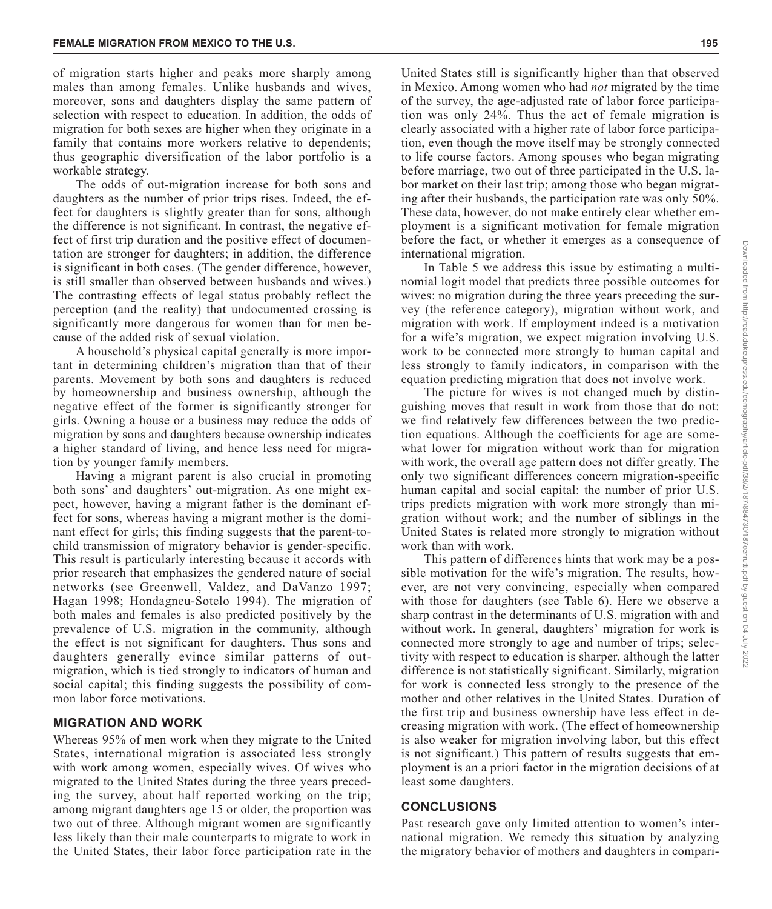of migration starts higher and peaks more sharply among males than among females. Unlike husbands and wives, moreover, sons and daughters display the same pattern of selection with respect to education. In addition, the odds of migration for both sexes are higher when they originate in a family that contains more workers relative to dependents; thus geographic diversification of the labor portfolio is a workable strategy.

The odds of out-migration increase for both sons and daughters as the number of prior trips rises. Indeed, the effect for daughters is slightly greater than for sons, although the difference is not significant. In contrast, the negative effect of first trip duration and the positive effect of documentation are stronger for daughters; in addition, the difference is significant in both cases. (The gender difference, however, is still smaller than observed between husbands and wives.) The contrasting effects of legal status probably reflect the perception (and the reality) that undocumented crossing is significantly more dangerous for women than for men because of the added risk of sexual violation.

A household's physical capital generally is more important in determining children's migration than that of their parents. Movement by both sons and daughters is reduced by homeownership and business ownership, although the negative effect of the former is significantly stronger for girls. Owning a house or a business may reduce the odds of migration by sons and daughters because ownership indicates a higher standard of living, and hence less need for migration by younger family members.

Having a migrant parent is also crucial in promoting both sons' and daughters' out-migration. As one might expect, however, having a migrant father is the dominant effect for sons, whereas having a migrant mother is the dominant effect for girls; this finding suggests that the parent-to-child transmission of migratory behavior is gender-specific. This result is particularly interesting because it accords with prior research that emphasizes the gendered nature of social networks (see Greenwell, Valdez, and DaVanzo 1997; Hagan 1998; Hondagneu-Sotelo 1994). The migration of both males and females is also predicted positively by the prevalence of U.S. migration in the community, although the effect is not significant for daughters. Thus sons and daughters generally evince similar patterns of out-migration, which is tied strongly to indicators of human and social capital; this finding suggests the possibility of common labor force motivations.

## MIGRATION AND WORK

Whereas 95% of men work when they migrate to the United States, international migration is associated less strongly with work among women, especially wives. Of wives who migrated to the United States during the three years preceding the survey, about half reported working on the trip; among migrant daughters age 15 or older, the proportion was two out of three. Although migrant women are significantly less likely than their male counterparts to migrate to work in the United States, their labor force participation rate in the United States still is significantly higher than that observed in Mexico. Among women who had *not* migrated by the time of the survey, the age-adjusted rate of labor force participation was only 24%. Thus the act of female migration is clearly associated with a higher rate of labor force participation, even though the move itself may be strongly connected to life course factors. Among spouses who began migrating before marriage, two out of three participated in the U.S. labor market on their last trip; among those who began migrating after their husbands, the participation rate was only 50%. These data, however, do not make entirely clear whether employment is a significant motivation for female migration before the fact, or whether it emerges as a consequence of international migration.

In Table 5 we address this issue by estimating a multinomial logit model that predicts three possible outcomes for wives: no migration during the three years preceding the survey (the reference category), migration without work, and migration with work. If employment indeed is a motivation for a wife's migration, we expect migration involving U.S. work to be connected more strongly to human capital and less strongly to family indicators, in comparison with the equation predicting migration that does not involve work.

The picture for wives is not changed much by distinguishing moves that result in work from those that do not: we find relatively few differences between the two prediction equations. Although the coefficients for age are somewhat lower for migration without work than for migration with work, the overall age pattern does not differ greatly. The only two significant differences concern migration-specific human capital and social capital: the number of prior U.S. trips predicts migration with work more strongly than migration without work; and the number of siblings in the United States is related more strongly to migration without work than with work.

This pattern of differences hints that work may be a possible motivation for the wife's migration. The results, however, are not very convincing, especially when compared with those for daughters (see Table 6). Here we observe a sharp contrast in the determinants of U.S. migration with and without work. In general, daughters' migration for work is connected more strongly to age and number of trips; selectivity with respect to education is sharper, although the latter difference is not statistically significant. Similarly, migration for work is connected less strongly to the presence of the mother and other relatives in the United States. Duration of the first trip and business ownership have less effect in decreasing migration with work. (The effect of homeownership is also weaker for migration involving labor, but this effect is not significant.) This pattern of results suggests that employment is an a priori factor in the migration decisions of at least some daughters.

## CONCLUSIONS

Past research gave only limited attention to women's international migration. We remedy this situation by analyzing the migratory behavior of mothers and daughters in compari-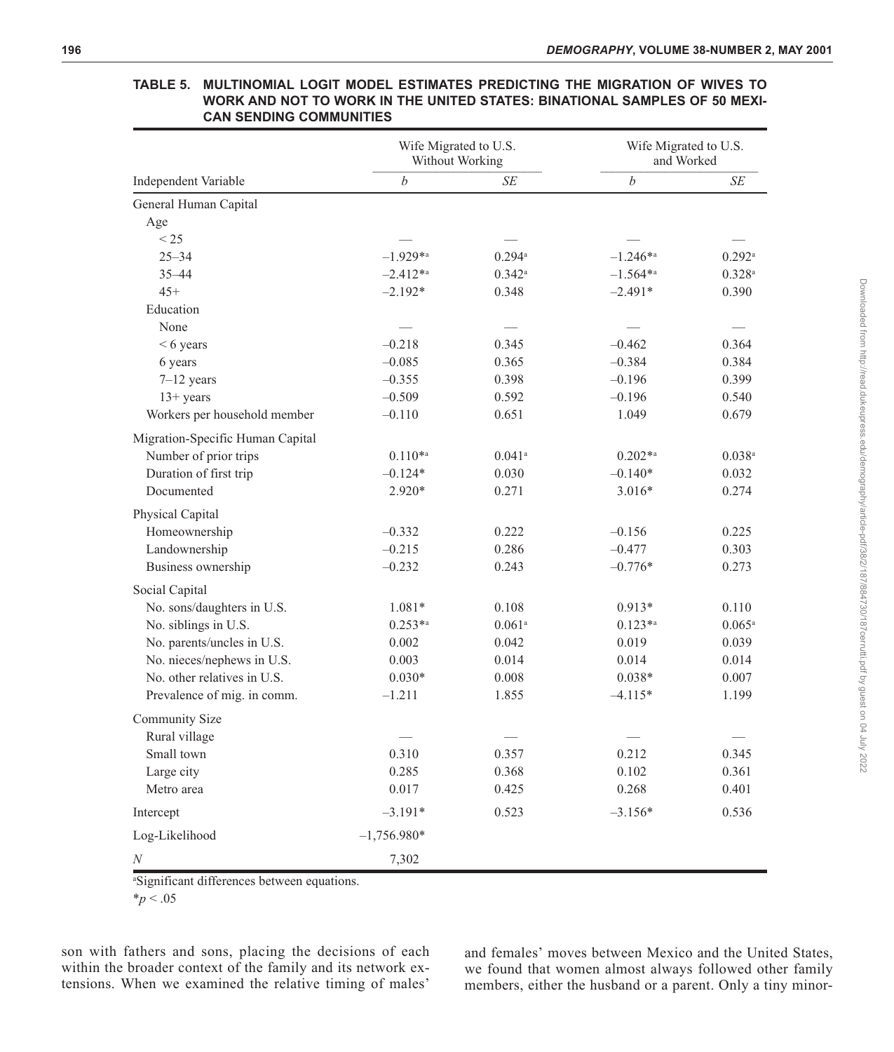**TABLE 5. MULTINOMIAL LOGIT MODEL ESTIMATES PREDICTING THE MIGRATION OF WIVES TO WORK AND NOT TO WORK IN THE UNITED STATES: BINATIONAL SAMPLES OF 50 MEXICAN SENDING COMMUNITIES**

| Independent Variable | Wife Migrated to U.S. Without Working | | Wife Migrated to U.S. and Worked | |
|---|---|---|---|---|
| | *b* | *SE* | *b* | *SE* |
| General Human Capital | | | | |
| Age | | | | |
| < 25 | — | — | — | — |
| 25–34 | –1.929*[a] | 0.294[a] | –1.246*[a] | 0.292[a] |
| 35–44 | –2.412*[a] | 0.342[a] | –1.564*[a] | 0.328[a] |
| 45+ | –2.192* | 0.348 | –2.491* | 0.390 |
| Education | | | | |
| None | — | — | — | — |
| < 6 years | –0.218 | 0.345 | –0.462 | 0.364 |
| 6 years | –0.085 | 0.365 | –0.384 | 0.384 |
| 7–12 years | –0.355 | 0.398 | –0.196 | 0.399 |
| 13+ years | –0.509 | 0.592 | –0.196 | 0.540 |
| Workers per household member | –0.110 | 0.651 | 1.049 | 0.679 |
| Migration-Specific Human Capital | | | | |
| Number of prior trips | 0.110*[a] | 0.041[a] | 0.202*[a] | 0.038[a] |
| Duration of first trip | –0.124* | 0.030 | –0.140* | 0.032 |
| Documented | 2.920* | 0.271 | 3.016* | 0.274 |
| Physical Capital | | | | |
| Homeownership | –0.332 | 0.222 | –0.156 | 0.225 |
| Landownership | –0.215 | 0.286 | –0.477 | 0.303 |
| Business ownership | –0.232 | 0.243 | –0.776* | 0.273 |
| Social Capital | | | | |
| No. sons/daughters in U.S. | 1.081* | 0.108 | 0.913* | 0.110 |
| No. siblings in U.S. | 0.253*[a] | 0.061[a] | 0.123*[a] | 0.065[a] |
| No. parents/uncles in U.S. | 0.002 | 0.042 | 0.019 | 0.039 |
| No. nieces/nephews in U.S. | 0.003 | 0.014 | 0.014 | 0.014 |
| No. other relatives in U.S. | 0.030* | 0.008 | 0.038* | 0.007 |
| Prevalence of mig. in comm. | –1.211 | 1.855 | –4.115* | 1.199 |
| Community Size | | | | |
| Rural village | — | — | — | — |
| Small town | 0.310 | 0.357 | 0.212 | 0.345 |
| Large city | 0.285 | 0.368 | 0.102 | 0.361 |
| Metro area | 0.017 | 0.425 | 0.268 | 0.401 |
| Intercept | –3.191* | 0.523 | –3.156* | 0.536 |
| Log-Likelihood | –1,756.980* | | | |
| *N* | 7,302 | | | |

[a]Significant differences between equations.

*$p < .05$

son with fathers and sons, placing the decisions of each within the broader context of the family and its network extensions. When we examined the relative timing of males' and females' moves between Mexico and the United States, we found that women almost always followed other family members, either the husband or a parent. Only a tiny minor-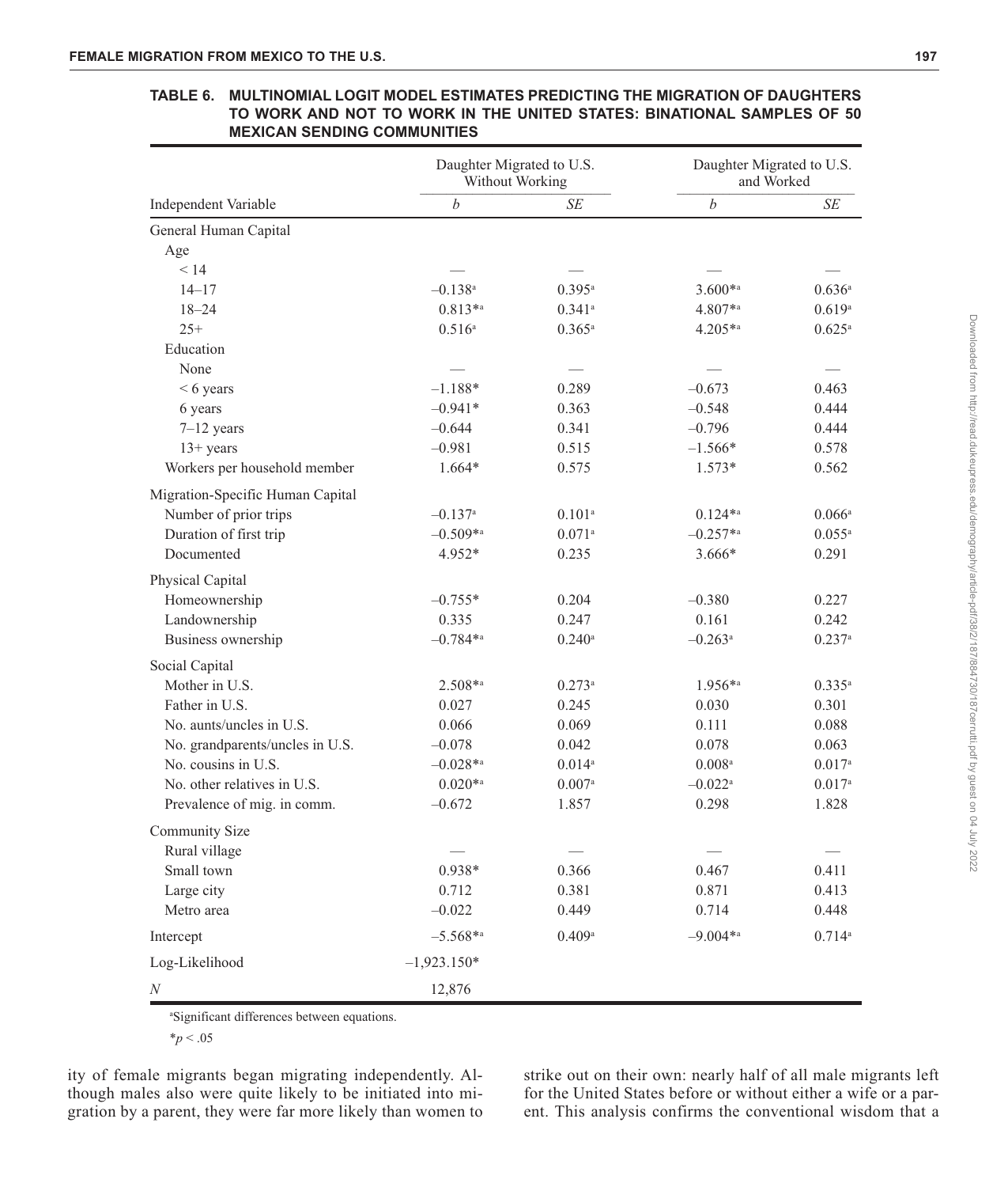**TABLE 6. MULTINOMIAL LOGIT MODEL ESTIMATES PREDICTING THE MIGRATION OF DAUGHTERS TO WORK AND NOT TO WORK IN THE UNITED STATES: BINATIONAL SAMPLES OF 50 MEXICAN SENDING COMMUNITIES**

| Independent Variable | Daughter Migrated to U.S. Without Working | | Daughter Migrated to U.S. and Worked | |
|---|---|---|---|---|
| | *b* | *SE* | *b* | *SE* |
| General Human Capital | | | | |
| Age | | | | |
| < 14 | — | — | — | — |
| 14–17 | –0.138[a] | 0.395[a] | 3.600*[a] | 0.636[a] |
| 18–24 | 0.813*[a] | 0.341[a] | 4.807*[a] | 0.619[a] |
| 25+ | 0.516[a] | 0.365[a] | 4.205*[a] | 0.625[a] |
| Education | | | | |
| None | — | — | — | — |
| < 6 years | –1.188* | 0.289 | –0.673 | 0.463 |
| 6 years | –0.941* | 0.363 | –0.548 | 0.444 |
| 7–12 years | –0.644 | 0.341 | –0.796 | 0.444 |
| 13+ years | –0.981 | 0.515 | –1.566* | 0.578 |
| Workers per household member | 1.664* | 0.575 | 1.573* | 0.562 |
| Migration-Specific Human Capital | | | | |
| Number of prior trips | –0.137[a] | 0.101[a] | 0.124*[a] | 0.066[a] |
| Duration of first trip | –0.509*[a] | 0.071[a] | –0.257*[a] | 0.055[a] |
| Documented | 4.952* | 0.235 | 3.666* | 0.291 |
| Physical Capital | | | | |
| Homeownership | –0.755* | 0.204 | –0.380 | 0.227 |
| Landownership | 0.335 | 0.247 | 0.161 | 0.242 |
| Business ownership | –0.784*[a] | 0.240[a] | –0.263[a] | 0.237[a] |
| Social Capital | | | | |
| Mother in U.S. | 2.508*[a] | 0.273[a] | 1.956*[a] | 0.335[a] |
| Father in U.S. | 0.027 | 0.245 | 0.030 | 0.301 |
| No. aunts/uncles in U.S. | 0.066 | 0.069 | 0.111 | 0.088 |
| No. grandparents/uncles in U.S. | –0.078 | 0.042 | 0.078 | 0.063 |
| No. cousins in U.S. | –0.028*[a] | 0.014[a] | 0.008[a] | 0.017[a] |
| No. other relatives in U.S. | 0.020*[a] | 0.007[a] | –0.022[a] | 0.017[a] |
| Prevalence of mig. in comm. | –0.672 | 1.857 | 0.298 | 1.828 |
| Community Size | | | | |
| Rural village | — | — | — | — |
| Small town | 0.938* | 0.366 | 0.467 | 0.411 |
| Large city | 0.712 | 0.381 | 0.871 | 0.413 |
| Metro area | –0.022 | 0.449 | 0.714 | 0.448 |
| Intercept | –5.568*[a] | 0.409[a] | –9.004*[a] | 0.714[a] |
| Log-Likelihood | –1,923.150* | | | |
| *N* | 12,876 | | | |

[a]Significant differences between equations.

*$p < .05$

ity of female migrants began migrating independently. Although males also were quite likely to be initiated into migration by a parent, they were far more likely than women to strike out on their own: nearly half of all male migrants left for the United States before or without either a wife or a parent. This analysis confirms the conventional wisdom that a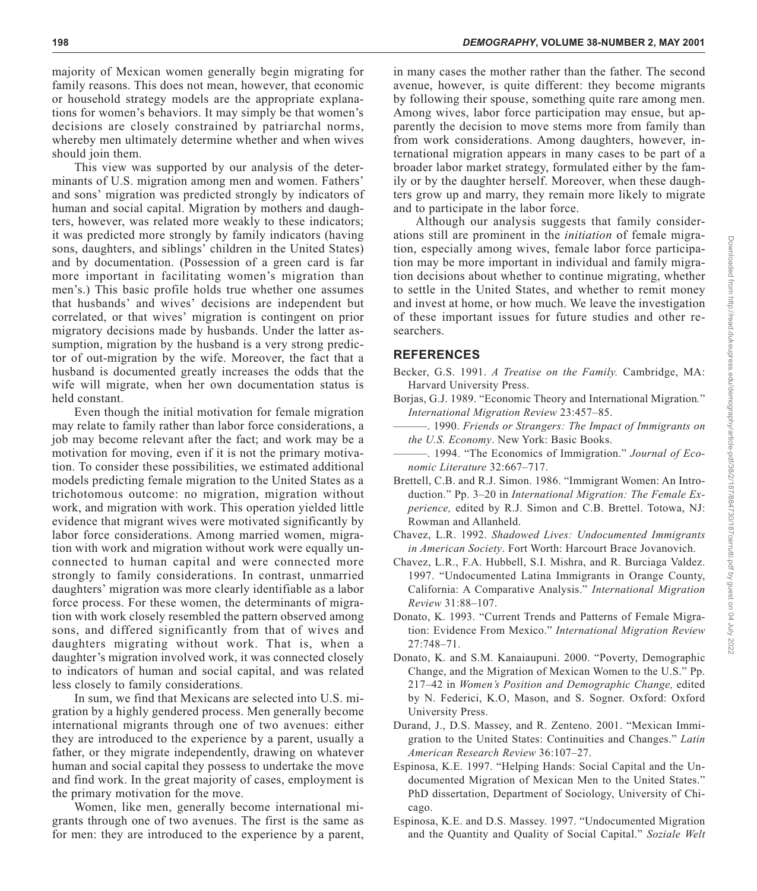majority of Mexican women generally begin migrating for family reasons. This does not mean, however, that economic or household strategy models are the appropriate explanations for women's behaviors. It may simply be that women's decisions are closely constrained by patriarchal norms, whereby men ultimately determine whether and when wives should join them.

This view was supported by our analysis of the determinants of U.S. migration among men and women. Fathers' and sons' migration was predicted strongly by indicators of human and social capital. Migration by mothers and daughters, however, was related more weakly to these indicators; it was predicted more strongly by family indicators (having sons, daughters, and siblings' children in the United States) and by documentation. (Possession of a green card is far more important in facilitating women's migration than men's.) This basic profile holds true whether one assumes that husbands' and wives' decisions are independent but correlated, or that wives' migration is contingent on prior migratory decisions made by husbands. Under the latter assumption, migration by the husband is a very strong predictor of out-migration by the wife. Moreover, the fact that a husband is documented greatly increases the odds that the wife will migrate, when her own documentation status is held constant.

Even though the initial motivation for female migration may relate to family rather than labor force considerations, a job may become relevant after the fact; and work may be a motivation for moving, even if it is not the primary motivation. To consider these possibilities, we estimated additional models predicting female migration to the United States as a trichotomous outcome: no migration, migration without work, and migration with work. This operation yielded little evidence that migrant wives were motivated significantly by labor force considerations. Among married women, migration with work and migration without work were equally unconnected to human capital and were connected more strongly to family considerations. In contrast, unmarried daughters' migration was more clearly identifiable as a labor force process. For these women, the determinants of migration with work closely resembled the pattern observed among sons, and differed significantly from that of wives and daughters migrating without work. That is, when a daughter's migration involved work, it was connected closely to indicators of human and social capital, and was related less closely to family considerations.

In sum, we find that Mexicans are selected into U.S. migration by a highly gendered process. Men generally become international migrants through one of two avenues: either they are introduced to the experience by a parent, usually a father, or they migrate independently, drawing on whatever human and social capital they possess to undertake the move and find work. In the great majority of cases, employment is the primary motivation for the move.

Women, like men, generally become international migrants through one of two avenues. The first is the same as for men: they are introduced to the experience by a parent, in many cases the mother rather than the father. The second avenue, however, is quite different: they become migrants by following their spouse, something quite rare among men. Among wives, labor force participation may ensue, but apparently the decision to move stems more from family than from work considerations. Among daughters, however, international migration appears in many cases to be part of a broader labor market strategy, formulated either by the family or by the daughter herself. Moreover, when these daughters grow up and marry, they remain more likely to migrate and to participate in the labor force.

Although our analysis suggests that family considerations still are prominent in the *initiation* of female migration, especially among wives, female labor force participation may be more important in individual and family migration decisions about whether to continue migrating, whether to settle in the United States, and whether to remit money and invest at home, or how much. We leave the investigation of these important issues for future studies and other researchers.

## REFERENCES

Becker, G.S. 1991. *A Treatise on the Family.* Cambridge, MA: Harvard University Press.

Borjas, G.J. 1989. "Economic Theory and International Migration." *International Migration Review* 23:457–85.

———. 1990. *Friends or Strangers: The Impact of Immigrants on the U.S. Economy*. New York: Basic Books.

———. 1994. "The Economics of Immigration." *Journal of Economic Literature* 32:667–717.

Brettell, C.B. and R.J. Simon. 1986. "Immigrant Women: An Introduction." Pp. 3–20 in *International Migration: The Female Experience,* edited by R.J. Simon and C.B. Brettel. Totowa, NJ: Rowman and Allanheld.

Chavez, L.R. 1992. *Shadowed Lives: Undocumented Immigrants in American Society*. Fort Worth: Harcourt Brace Jovanovich.

Chavez, L.R., F.A. Hubbell, S.I. Mishra, and R. Burciaga Valdez. 1997. "Undocumented Latina Immigrants in Orange County, California: A Comparative Analysis." *International Migration Review* 31:88–107.

Donato, K. 1993. "Current Trends and Patterns of Female Migration: Evidence From Mexico." *International Migration Review* 27:748–71.

Donato, K. and S.M. Kanaiaupuni. 2000. "Poverty, Demographic Change, and the Migration of Mexican Women to the U.S." Pp. 217–42 in *Women's Position and Demographic Change,* edited by N. Federici, K.O, Mason, and S. Sogner. Oxford: Oxford University Press.

Durand, J., D.S. Massey, and R. Zenteno. 2001. "Mexican Immigration to the United States: Continuities and Changes." *Latin American Research Review* 36:107–27.

Espinosa, K.E. 1997. "Helping Hands: Social Capital and the Undocumented Migration of Mexican Men to the United States." PhD dissertation, Department of Sociology, University of Chicago.

Espinosa, K.E. and D.S. Massey. 1997. "Undocumented Migration and the Quantity and Quality of Social Capital." *Soziale Welt*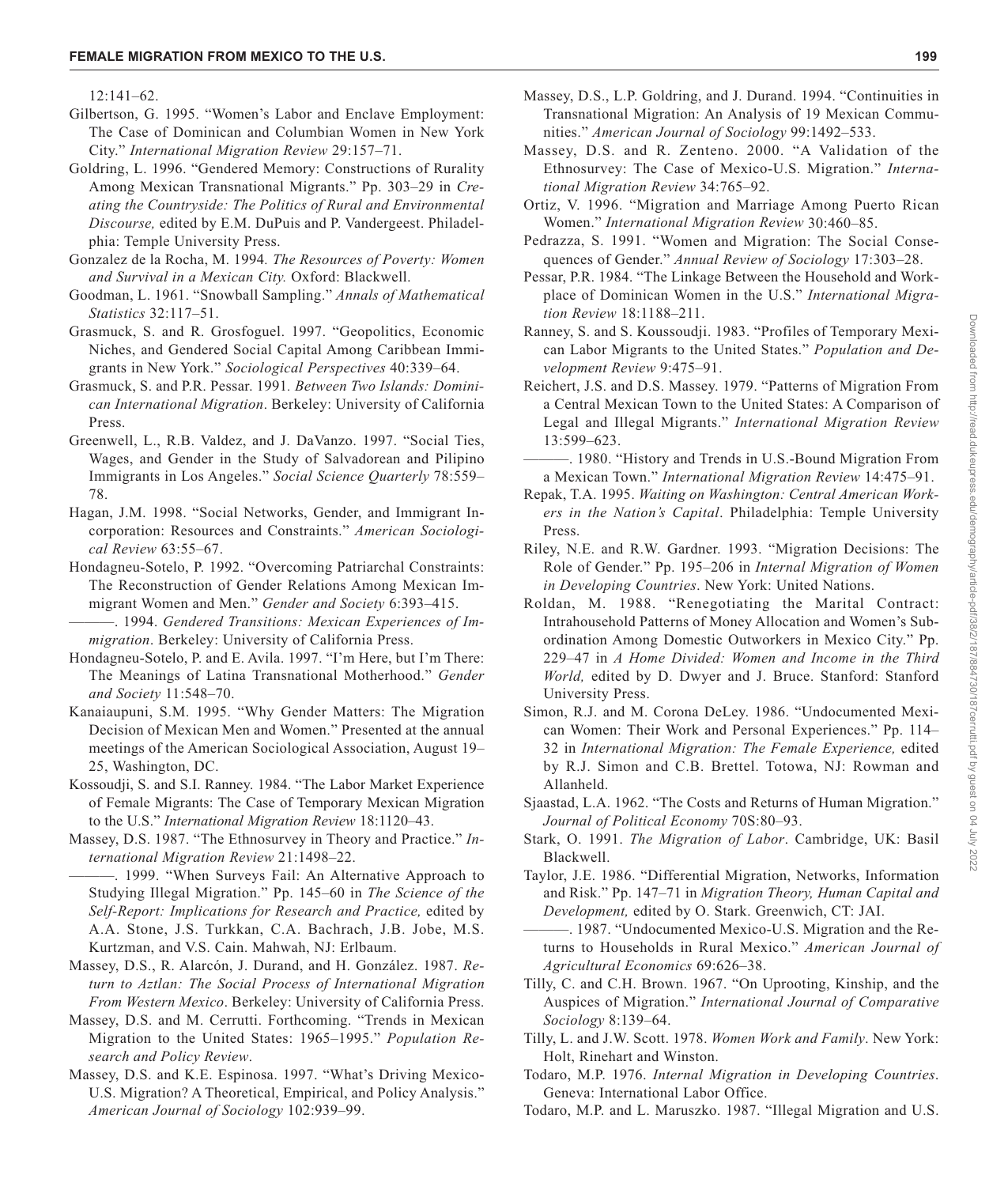12:141–62.

Gilbertson, G. 1995. "Women's Labor and Enclave Employment: The Case of Dominican and Columbian Women in New York City." *International Migration Review* 29:157–71.

Goldring, L. 1996. "Gendered Memory: Constructions of Rurality Among Mexican Transnational Migrants." Pp. 303–29 in *Creating the Countryside: The Politics of Rural and Environmental Discourse,* edited by E.M. DuPuis and P. Vandergeest. Philadelphia: Temple University Press.

Gonzalez de la Rocha, M. 1994. *The Resources of Poverty: Women and Survival in a Mexican City.* Oxford: Blackwell.

Goodman, L. 1961. "Snowball Sampling." *Annals of Mathematical Statistics* 32:117–51.

Grasmuck, S. and R. Grosfoguel. 1997. "Geopolitics, Economic Niches, and Gendered Social Capital Among Caribbean Immigrants in New York." *Sociological Perspectives* 40:339–64.

Grasmuck, S. and P.R. Pessar. 1991. *Between Two Islands: Dominican International Migration*. Berkeley: University of California Press.

Greenwell, L., R.B. Valdez, and J. DaVanzo. 1997. "Social Ties, Wages, and Gender in the Study of Salvadorean and Pilipino Immigrants in Los Angeles." *Social Science Quarterly* 78:559–78.

Hagan, J.M. 1998. "Social Networks, Gender, and Immigrant Incorporation: Resources and Constraints." *American Sociological Review* 63:55–67.

Hondagneu-Sotelo, P. 1992. "Overcoming Patriarchal Constraints: The Reconstruction of Gender Relations Among Mexican Immigrant Women and Men." *Gender and Society* 6:393–415.

———. 1994. *Gendered Transitions: Mexican Experiences of Immigration*. Berkeley: University of California Press.

Hondagneu-Sotelo, P. and E. Avila. 1997. "I'm Here, but I'm There: The Meanings of Latina Transnational Motherhood." *Gender and Society* 11:548–70.

Kanaiaupuni, S.M. 1995. "Why Gender Matters: The Migration Decision of Mexican Men and Women." Presented at the annual meetings of the American Sociological Association, August 19–25, Washington, DC.

Kossoudji, S. and S.I. Ranney. 1984. "The Labor Market Experience of Female Migrants: The Case of Temporary Mexican Migration to the U.S." *International Migration Review* 18:1120–43.

Massey, D.S. 1987. "The Ethnosurvey in Theory and Practice." *International Migration Review* 21:1498–22.

———. 1999. "When Surveys Fail: An Alternative Approach to Studying Illegal Migration." Pp. 145–60 in *The Science of the Self-Report: Implications for Research and Practice,* edited by A.A. Stone, J.S. Turkkan, C.A. Bachrach, J.B. Jobe, M.S. Kurtzman, and V.S. Cain. Mahwah, NJ: Erlbaum.

Massey, D.S., R. Alarcón, J. Durand, and H. González. 1987. *Return to Aztlan: The Social Process of International Migration From Western Mexico*. Berkeley: University of California Press.

Massey, D.S. and M. Cerrutti. Forthcoming. "Trends in Mexican Migration to the United States: 1965–1995." *Population Research and Policy Review*.

Massey, D.S. and K.E. Espinosa. 1997. "What's Driving Mexico-U.S. Migration? A Theoretical, Empirical, and Policy Analysis." *American Journal of Sociology* 102:939–99.

Massey, D.S., L.P. Goldring, and J. Durand. 1994. "Continuities in Transnational Migration: An Analysis of 19 Mexican Communities." *American Journal of Sociology* 99:1492–533.

Massey, D.S. and R. Zenteno. 2000. "A Validation of the Ethnosurvey: The Case of Mexico-U.S. Migration." *International Migration Review* 34:765–92.

Ortiz, V. 1996. "Migration and Marriage Among Puerto Rican Women." *International Migration Review* 30:460–85.

Pedrazza, S. 1991. "Women and Migration: The Social Consequences of Gender." *Annual Review of Sociology* 17:303–28.

Pessar, P.R. 1984. "The Linkage Between the Household and Workplace of Dominican Women in the U.S." *International Migration Review* 18:1188–211.

Ranney, S. and S. Koussoudji. 1983. "Profiles of Temporary Mexican Labor Migrants to the United States." *Population and Development Review* 9:475–91.

Reichert, J.S. and D.S. Massey. 1979. "Patterns of Migration From a Central Mexican Town to the United States: A Comparison of Legal and Illegal Migrants." *International Migration Review* 13:599–623.

———. 1980. "History and Trends in U.S.-Bound Migration From a Mexican Town." *International Migration Review* 14:475–91.

Repak, T.A. 1995. *Waiting on Washington: Central American Workers in the Nation's Capital*. Philadelphia: Temple University Press.

Riley, N.E. and R.W. Gardner. 1993. "Migration Decisions: The Role of Gender." Pp. 195–206 in *Internal Migration of Women in Developing Countries*. New York: United Nations.

Roldan, M. 1988. "Renegotiating the Marital Contract: Intrahousehold Patterns of Money Allocation and Women's Subordination Among Domestic Outworkers in Mexico City." Pp. 229–47 in *A Home Divided: Women and Income in the Third World,* edited by D. Dwyer and J. Bruce. Stanford: Stanford University Press.

Simon, R.J. and M. Corona DeLey. 1986. "Undocumented Mexican Women: Their Work and Personal Experiences." Pp. 114–32 in *International Migration: The Female Experience,* edited by R.J. Simon and C.B. Brettel. Totowa, NJ: Rowman and Allanheld.

Sjaastad, L.A. 1962. "The Costs and Returns of Human Migration." *Journal of Political Economy* 70S:80–93.

Stark, O. 1991. *The Migration of Labor*. Cambridge, UK: Basil Blackwell.

Taylor, J.E. 1986. "Differential Migration, Networks, Information and Risk." Pp. 147–71 in *Migration Theory, Human Capital and Development,* edited by O. Stark. Greenwich, CT: JAI.

———. 1987. "Undocumented Mexico-U.S. Migration and the Returns to Households in Rural Mexico." *American Journal of Agricultural Economics* 69:626–38.

Tilly, C. and C.H. Brown. 1967. "On Uprooting, Kinship, and the Auspices of Migration." *International Journal of Comparative Sociology* 8:139–64.

Tilly, L. and J.W. Scott. 1978. *Women Work and Family*. New York: Holt, Rinehart and Winston.

Todaro, M.P. 1976. *Internal Migration in Developing Countries*. Geneva: International Labor Office.

Todaro, M.P. and L. Maruszko. 1987. "Illegal Migration and U.S.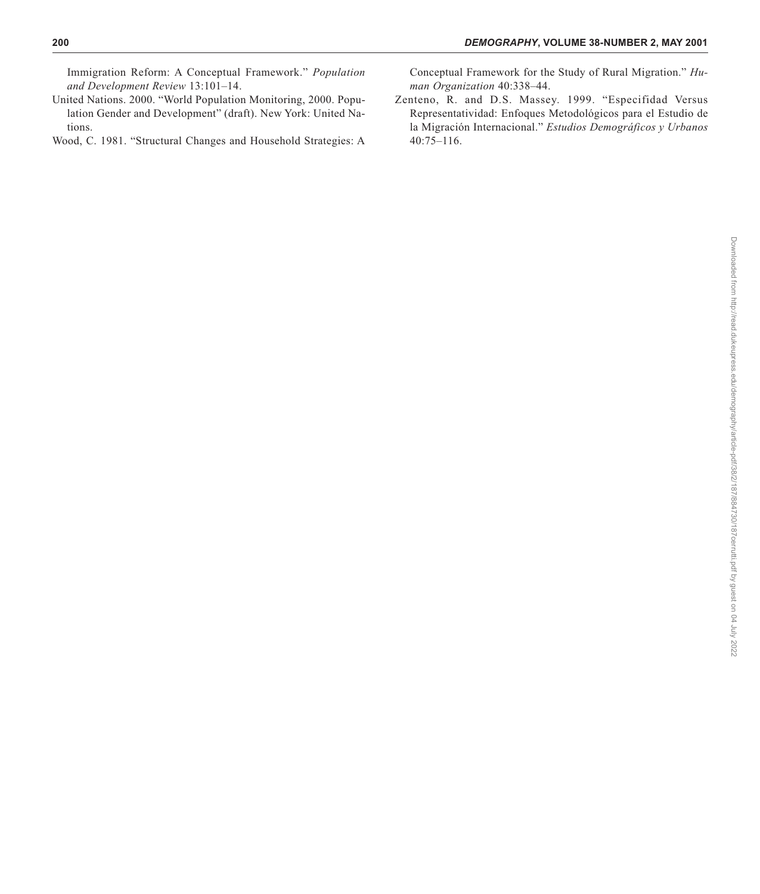Immigration Reform: A Conceptual Framework." *Population and Development Review* 13:101–14.

United Nations. 2000. "World Population Monitoring, 2000. Population Gender and Development" (draft). New York: United Nations.

Wood, C. 1981. "Structural Changes and Household Strategies: A Conceptual Framework for the Study of Rural Migration." *Human Organization* 40:338–44.

Zenteno, R. and D.S. Massey. 1999. "Especifidad Versus Representatividad: Enfoques Metodológicos para el Estudio de la Migración Internacional." *Estudios Demográficos y Urbanos* 40:75–116.